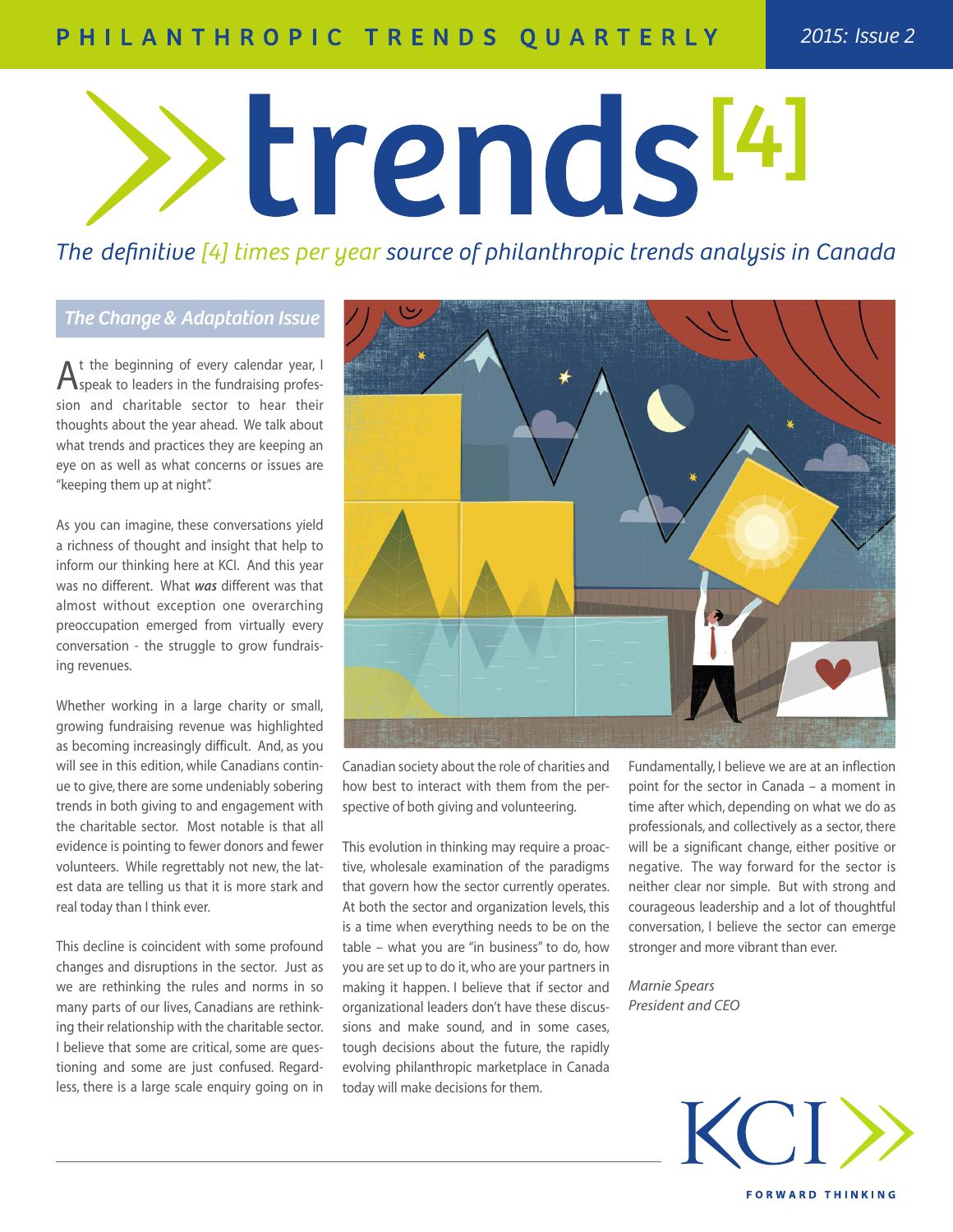PHILANTHROPIC TRENDS QUARTERLY

2015: Issue 2

# trends[4]

*The definitive [4] times per year source of philanthropic trends analysis in Canada*

## *The Change & Adaptation Issue*

At the beginning of every calendar year, I speak to leaders in the fundraising profession and charitable sector to hear their thoughts about the year ahead. We talk about what trends and practices they are keeping an eye on as well as what concerns or issues are "keeping them up at night".

As you can imagine, these conversations yield a richness of thought and insight that help to inform our thinking here at KCI. And this year was no different. What ***was*** different was that almost without exception one overarching preoccupation emerged from virtually every conversation - the struggle to grow fundraising revenues.

Whether working in a large charity or small, growing fundraising revenue was highlighted as becoming increasingly difficult. And, as you will see in this edition, while Canadians continue to give, there are some undeniably sobering trends in both giving to and engagement with the charitable sector. Most notable is that all evidence is pointing to fewer donors and fewer volunteers. While regrettably not new, the latest data are telling us that it is more stark and real today than I think ever.

This decline is coincident with some profound changes and disruptions in the sector. Just as we are rethinking the rules and norms in so many parts of our lives, Canadians are rethinking their relationship with the charitable sector. I believe that some are critical, some are questioning and some are just confused. Regardless, there is a large scale enquiry going on in Canadian society about the role of charities and how best to interact with them from the perspective of both giving and volunteering.

This evolution in thinking may require a proactive, wholesale examination of the paradigms that govern how the sector currently operates. At both the sector and organization levels, this is a time when everything needs to be on the table – what you are "in business" to do, how you are set up to do it, who are your partners in making it happen. I believe that if sector and organizational leaders don't have these discussions and make sound, and in some cases, tough decisions about the future, the rapidly evolving philanthropic marketplace in Canada today will make decisions for them.

Fundamentally, I believe we are at an inflection point for the sector in Canada – a moment in time after which, depending on what we do as professionals, and collectively as a sector, there will be a significant change, either positive or negative. The way forward for the sector is neither clear nor simple. But with strong and courageous leadership and a lot of thoughtful conversation, I believe the sector can emerge stronger and more vibrant than ever.

*Marnie Spears*
*President and CEO*

KCI
FORWARD THINKING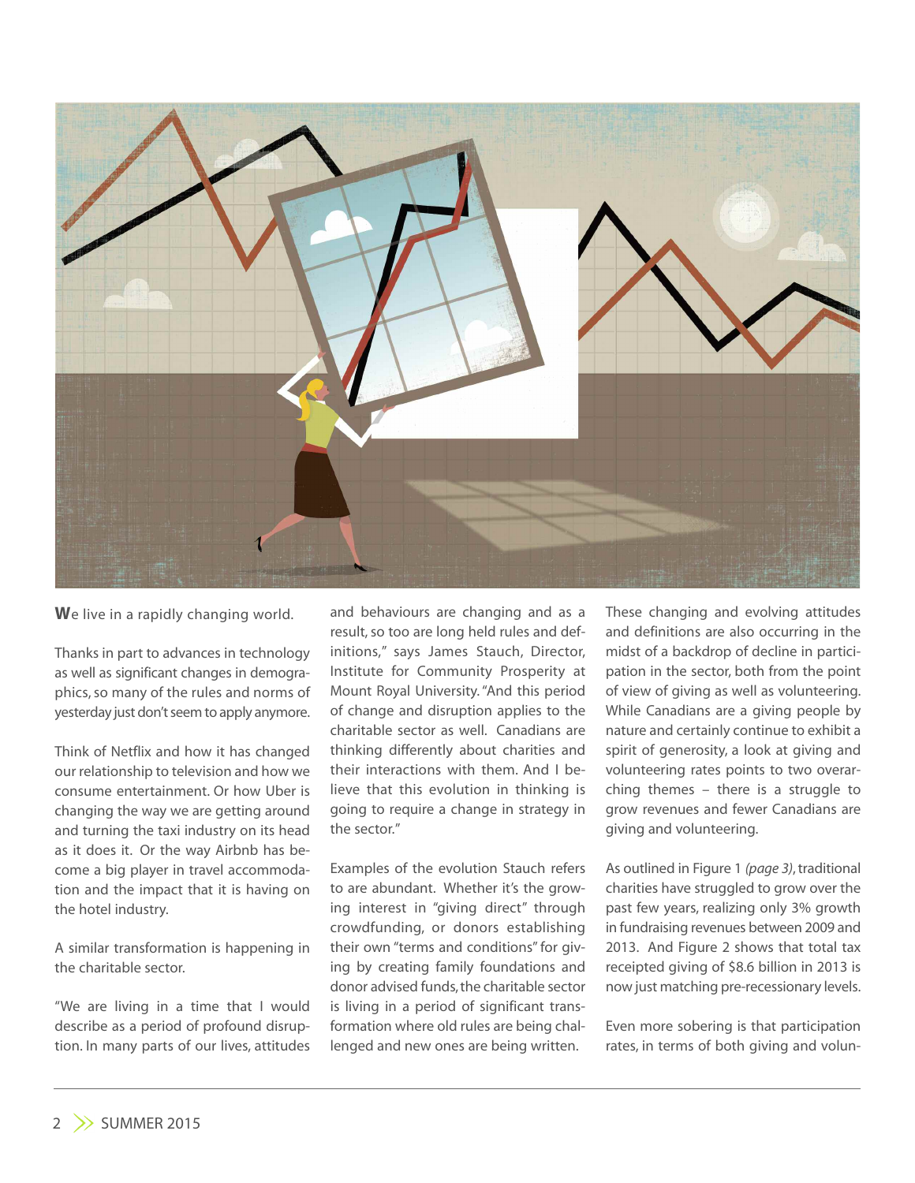We live in a rapidly changing world.

Thanks in part to advances in technology as well as significant changes in demographics, so many of the rules and norms of yesterday just don't seem to apply anymore.

Think of Netflix and how it has changed our relationship to television and how we consume entertainment. Or how Uber is changing the way we are getting around and turning the taxi industry on its head as it does it. Or the way Airbnb has become a big player in travel accommodation and the impact that it is having on the hotel industry.

A similar transformation is happening in the charitable sector.

"We are living in a time that I would describe as a period of profound disruption. In many parts of our lives, attitudes and behaviours are changing and as a result, so too are long held rules and definitions," says James Stauch, Director, Institute for Community Prosperity at Mount Royal University. "And this period of change and disruption applies to the charitable sector as well. Canadians are thinking differently about charities and their interactions with them. And I believe that this evolution in thinking is going to require a change in strategy in the sector."

Examples of the evolution Stauch refers to are abundant. Whether it's the growing interest in "giving direct" through crowdfunding, or donors establishing their own "terms and conditions" for giving by creating family foundations and donor advised funds, the charitable sector is living in a period of significant transformation where old rules are being challenged and new ones are being written.

These changing and evolving attitudes and definitions are also occurring in the midst of a backdrop of decline in participation in the sector, both from the point of view of giving as well as volunteering. While Canadians are a giving people by nature and certainly continue to exhibit a spirit of generosity, a look at giving and volunteering rates points to two overarching themes – there is a struggle to grow revenues and fewer Canadians are giving and volunteering.

As outlined in Figure 1 *(page 3)*, traditional charities have struggled to grow over the past few years, realizing only 3% growth in fundraising revenues between 2009 and 2013. And Figure 2 shows that total tax receipted giving of $8.6 billion in 2013 is now just matching pre-recessionary levels.

Even more sobering is that participation rates, in terms of both giving and volun-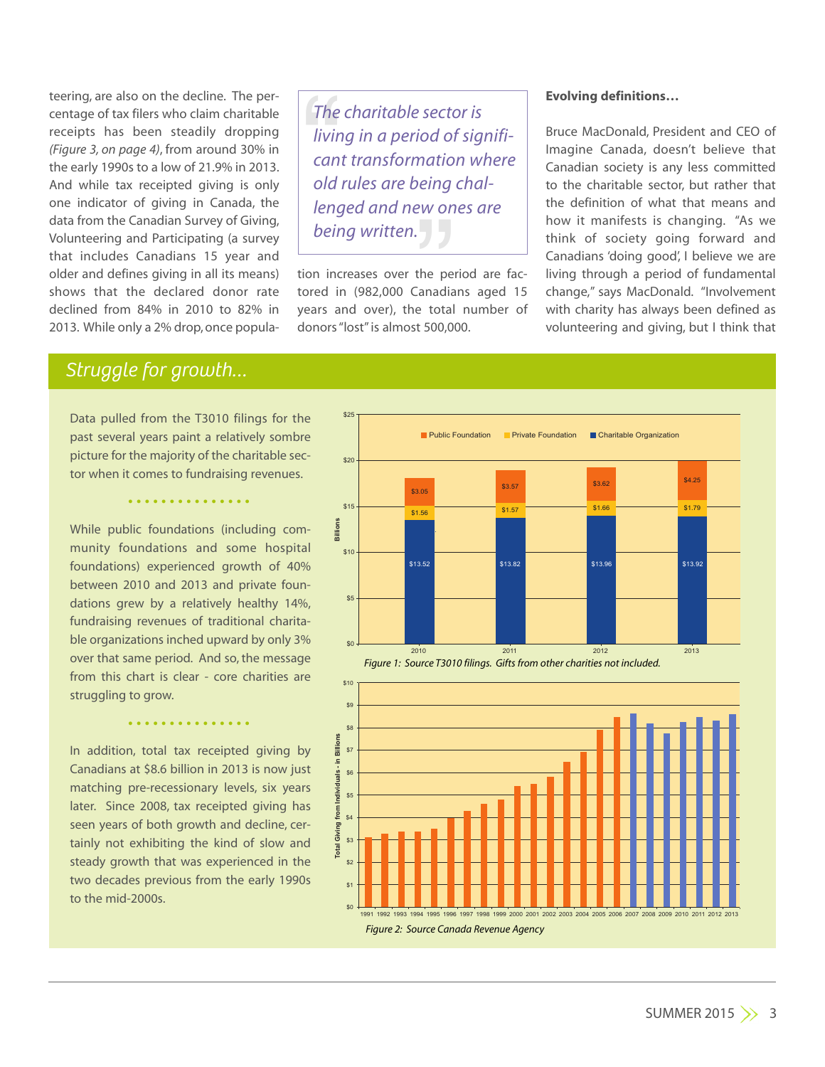teering, are also on the decline. The percentage of tax filers who claim charitable receipts has been steadily dropping *(Figure 3, on page 4)*, from around 30% in the early 1990s to a low of 21.9% in 2013. And while tax receipted giving is only one indicator of giving in Canada, the data from the Canadian Survey of Giving, Volunteering and Participating (a survey that includes Canadians 15 year and older and defines giving in all its means) shows that the declared donor rate declined from 84% in 2010 to 82% in 2013. While only a 2% drop, once population increases over the period are factored in (982,000 Canadians aged 15 years and over), the total number of donors "lost" is almost 500,000.

> *The charitable sector is living in a period of significant transformation where old rules are being challenged and new ones are being written.*

**Evolving definitions…**

Bruce MacDonald, President and CEO of Imagine Canada, doesn't believe that Canadian society is any less committed to the charitable sector, but rather that the definition of what that means and how it manifests is changing. "As we think of society going forward and Canadians 'doing good', I believe we are living through a period of fundamental change," says MacDonald. "Involvement with charity has always been defined as volunteering and giving, but I think that

## *Struggle for growth…*

Data pulled from the T3010 filings for the past several years paint a relatively sombre picture for the majority of the charitable sector when it comes to fundraising revenues.

While public foundations (including community foundations and some hospital foundations) experienced growth of 40% between 2010 and 2013 and private foundations grew by a relatively healthy 14%, fundraising revenues of traditional charitable organizations inched upward by only 3% over that same period. And so, the message from this chart is clear - core charities are struggling to grow.

In addition, total tax receipted giving by Canadians at \$8.6 billion in 2013 is now just matching pre-recessionary levels, six years later. Since 2008, tax receipted giving has seen years of both growth and decline, certainly not exhibiting the kind of slow and steady growth that was experienced in the two decades previous from the early 1990s to the mid-2000s.

| Billions | 2010 | 2011 | 2012 | 2013 |
|---|---|---|---|---|
| Public Foundation | \$3.05 | \$3.57 | \$3.62 | \$4.25 |
| Private Foundation | \$1.56 | \$1.57 | \$1.66 | \$1.79 |
| Charitable Organization | \$13.52 | \$13.82 | \$13.96 | \$13.92 |

*Figure 1: Source T3010 filings. Gifts from other charities not included.*

*Figure 2: Source Canada Revenue Agency*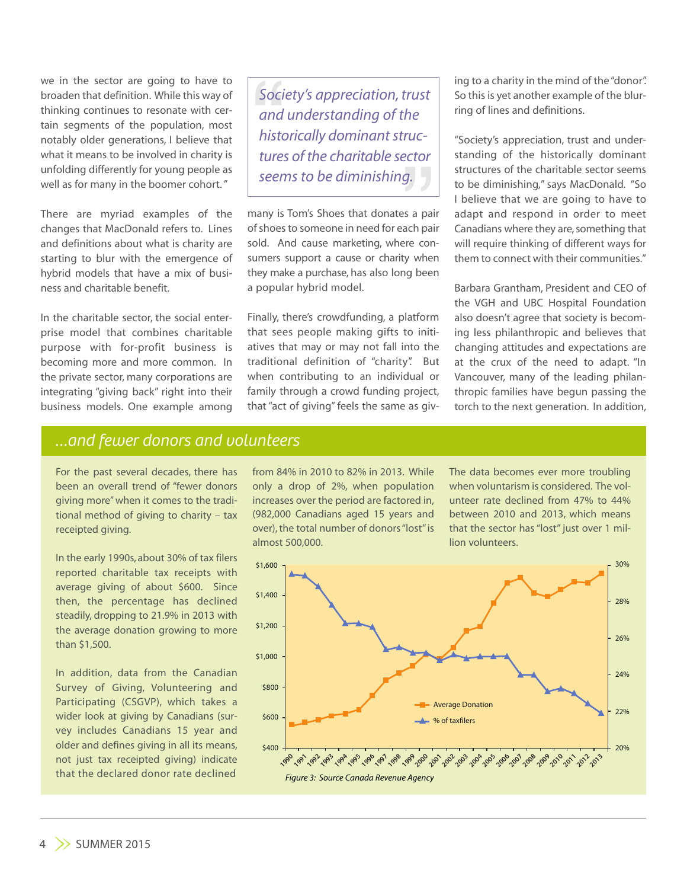we in the sector are going to have to broaden that definition. While this way of thinking continues to resonate with certain segments of the population, most notably older generations, I believe that what it means to be involved in charity is unfolding differently for young people as well as for many in the boomer cohort."

There are myriad examples of the changes that MacDonald refers to. Lines and definitions about what is charity are starting to blur with the emergence of hybrid models that have a mix of business and charitable benefit.

In the charitable sector, the social enterprise model that combines charitable purpose with for-profit business is becoming more and more common. In the private sector, many corporations are integrating "giving back" right into their business models. One example among many is Tom's Shoes that donates a pair of shoes to someone in need for each pair sold. And cause marketing, where consumers support a cause or charity when they make a purchase, has also long been a popular hybrid model.

> *Society's appreciation, trust and understanding of the historically dominant structures of the charitable sector seems to be diminishing.*

Finally, there's crowdfunding, a platform that sees people making gifts to initiatives that may or may not fall into the traditional definition of "charity". But when contributing to an individual or family through a crowd funding project, that "act of giving" feels the same as giving to a charity in the mind of the "donor". So this is yet another example of the blurring of lines and definitions.

"Society's appreciation, trust and understanding of the historically dominant structures of the charitable sector seems to be diminishing," says MacDonald. "So I believe that we are going to have to adapt and respond in order to meet Canadians where they are, something that will require thinking of different ways for them to connect with their communities."

Barbara Grantham, President and CEO of the VGH and UBC Hospital Foundation also doesn't agree that society is becoming less philanthropic and believes that changing attitudes and expectations are at the crux of the need to adapt. "In Vancouver, many of the leading philanthropic families have begun passing the torch to the next generation. In addition,

## ...and fewer donors and volunteers

For the past several decades, there has been an overall trend of "fewer donors giving more" when it comes to the traditional method of giving to charity – tax receipted giving.

In the early 1990s, about 30% of tax filers reported charitable tax receipts with average giving of about $600. Since then, the percentage has declined steadily, dropping to 21.9% in 2013 with the average donation growing to more than $1,500.

In addition, data from the Canadian Survey of Giving, Volunteering and Participating (CSGVP), which takes a wider look at giving by Canadians (survey includes Canadians 15 year and older and defines giving in all its means, not just tax receipted giving) indicate that the declared donor rate declined from 84% in 2010 to 82% in 2013. While only a drop of 2%, when population increases over the period are factored in, (982,000 Canadians aged 15 years and over), the total number of donors "lost" is almost 500,000.

The data becomes ever more troubling when voluntarism is considered. The volunteer rate declined from 47% to 44% between 2010 and 2013, which means that the sector has "lost" just over 1 million volunteers.

*Figure 3: Source Canada Revenue Agency*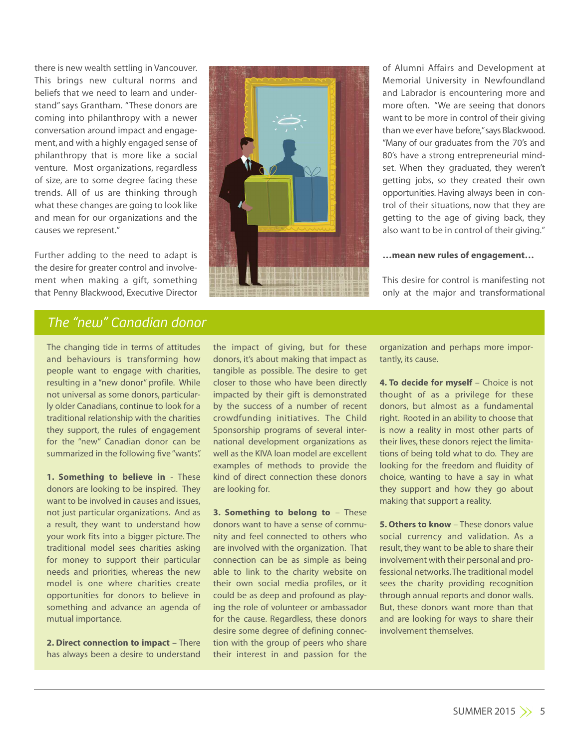there is new wealth settling in Vancouver. This brings new cultural norms and beliefs that we need to learn and understand" says Grantham. "These donors are coming into philanthropy with a newer conversation around impact and engagement, and with a highly engaged sense of philanthropy that is more like a social venture. Most organizations, regardless of size, are to some degree facing these trends. All of us are thinking through what these changes are going to look like and mean for our organizations and the causes we represent."

Further adding to the need to adapt is the desire for greater control and involvement when making a gift, something that Penny Blackwood, Executive Director of Alumni Affairs and Development at Memorial University in Newfoundland and Labrador is encountering more and more often. "We are seeing that donors want to be more in control of their giving than we ever have before," says Blackwood. "Many of our graduates from the 70's and 80's have a strong entrepreneurial mindset. When they graduated, they weren't getting jobs, so they created their own opportunities. Having always been in control of their situations, now that they are getting to the age of giving back, they also want to be in control of their giving."

**…mean new rules of engagement…**

This desire for control is manifesting not only at the major and transformational

## *The "new" Canadian donor*

The changing tide in terms of attitudes and behaviours is transforming how people want to engage with charities, resulting in a "new donor" profile. While not universal as some donors, particularly older Canadians, continue to look for a traditional relationship with the charities they support, the rules of engagement for the "new" Canadian donor can be summarized in the following five "wants".

**1. Something to believe in** - These donors are looking to be inspired. They want to be involved in causes and issues, not just particular organizations. And as a result, they want to understand how your work fits into a bigger picture. The traditional model sees charities asking for money to support their particular needs and priorities, whereas the new model is one where charities create opportunities for donors to believe in something and advance an agenda of mutual importance.

**2. Direct connection to impact** – There has always been a desire to understand the impact of giving, but for these donors, it's about making that impact as tangible as possible. The desire to get closer to those who have been directly impacted by their gift is demonstrated by the success of a number of recent crowdfunding initiatives. The Child Sponsorship programs of several international development organizations as well as the KIVA loan model are excellent examples of methods to provide the kind of direct connection these donors are looking for.

**3. Something to belong to** – These donors want to have a sense of community and feel connected to others who are involved with the organization. That connection can be as simple as being able to link to the charity website on their own social media profiles, or it could be as deep and profound as playing the role of volunteer or ambassador for the cause. Regardless, these donors desire some degree of defining connection with the group of peers who share their interest in and passion for the organization and perhaps more importantly, its cause.

**4. To decide for myself** – Choice is not thought of as a privilege for these donors, but almost as a fundamental right. Rooted in an ability to choose that is now a reality in most other parts of their lives, these donors reject the limitations of being told what to do. They are looking for the freedom and fluidity of choice, wanting to have a say in what they support and how they go about making that support a reality.

**5. Others to know** – These donors value social currency and validation. As a result, they want to be able to share their involvement with their personal and professional networks. The traditional model sees the charity providing recognition through annual reports and donor walls. But, these donors want more than that and are looking for ways to share their involvement themselves.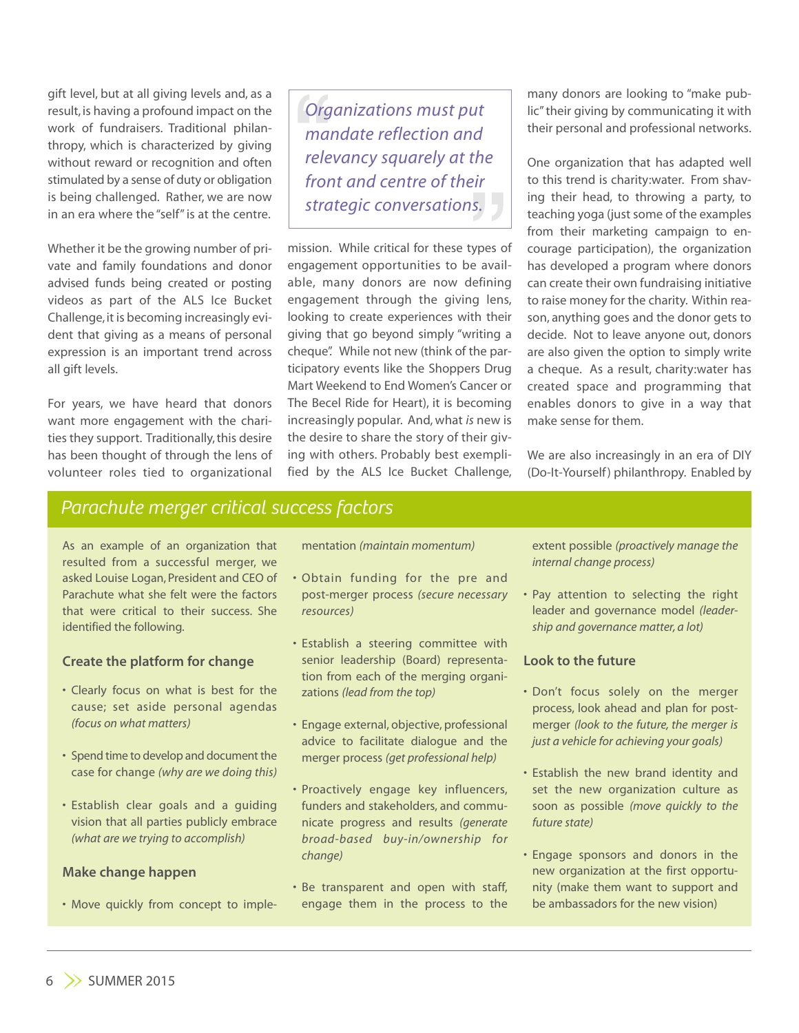gift level, but at all giving levels and, as a result, is having a profound impact on the work of fundraisers. Traditional philanthropy, which is characterized by giving without reward or recognition and often stimulated by a sense of duty or obligation is being challenged. Rather, we are now in an era where the "self" is at the centre.

Whether it be the growing number of private and family foundations and donor advised funds being created or posting videos as part of the ALS Ice Bucket Challenge, it is becoming increasingly evident that giving as a means of personal expression is an important trend across all gift levels.

For years, we have heard that donors want more engagement with the charities they support. Traditionally, this desire has been thought of through the lens of volunteer roles tied to organizational mission. While critical for these types of engagement opportunities to be available, many donors are now defining engagement through the giving lens, looking to create experiences with their giving that go beyond simply "writing a cheque". While not new (think of the participatory events like the Shoppers Drug Mart Weekend to End Women's Cancer or The Becel Ride for Heart), it is becoming increasingly popular. And, what *is* new is the desire to share the story of their giving with others. Probably best exemplified by the ALS Ice Bucket Challenge, many donors are looking to "make public" their giving by communicating it with their personal and professional networks.

> *Organizations must put mandate reflection and relevancy squarely at the front and centre of their strategic conversations.*

One organization that has adapted well to this trend is charity:water. From shaving their head, to throwing a party, to teaching yoga (just some of the examples from their marketing campaign to encourage participation), the organization has developed a program where donors can create their own fundraising initiative to raise money for the charity. Within reason, anything goes and the donor gets to decide. Not to leave anyone out, donors are also given the option to simply write a cheque. As a result, charity:water has created space and programming that enables donors to give in a way that make sense for them.

We are also increasingly in an era of DIY (Do-It-Yourself) philanthropy. Enabled by

## *Parachute merger critical success factors*

As an example of an organization that resulted from a successful merger, we asked Louise Logan, President and CEO of Parachute what she felt were the factors that were critical to their success. She identified the following.

### Create the platform for change

- Clearly focus on what is best for the cause; set aside personal agendas *(focus on what matters)*
- Spend time to develop and document the case for change *(why are we doing this)*
- Establish clear goals and a guiding vision that all parties publicly embrace *(what are we trying to accomplish)*

### Make change happen

- Move quickly from concept to implementation *(maintain momentum)*
- Obtain funding for the pre and post-merger process *(secure necessary resources)*
- Establish a steering committee with senior leadership (Board) representation from each of the merging organizations *(lead from the top)*
- Engage external, objective, professional advice to facilitate dialogue and the merger process *(get professional help)*
- Proactively engage key influencers, funders and stakeholders, and communicate progress and results *(generate broad-based buy-in/ownership for change)*
- Be transparent and open with staff, engage them in the process to the extent possible *(proactively manage the internal change process)*
- Pay attention to selecting the right leader and governance model *(leadership and governance matter, a lot)*

### Look to the future

- Don't focus solely on the merger process, look ahead and plan for post-merger *(look to the future, the merger is just a vehicle for achieving your goals)*
- Establish the new brand identity and set the new organization culture as soon as possible *(move quickly to the future state)*
- Engage sponsors and donors in the new organization at the first opportunity (make them want to support and be ambassadors for the new vision)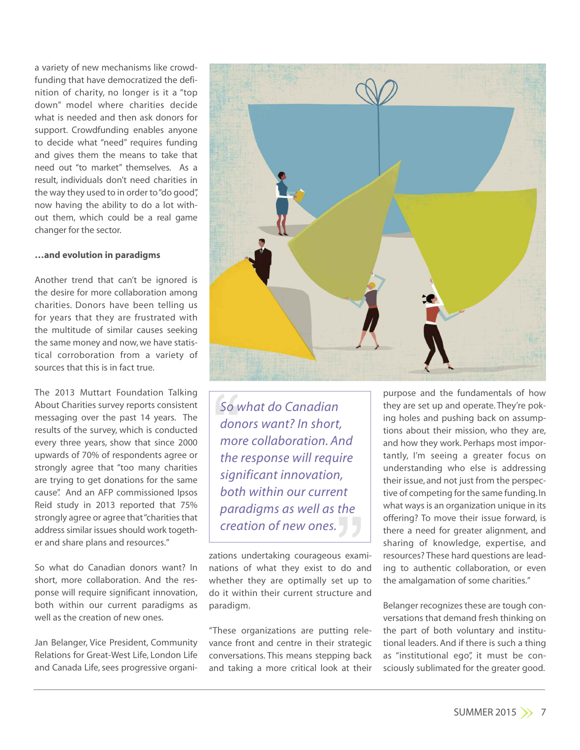a variety of new mechanisms like crowdfunding that have democratized the definition of charity, no longer is it a "top down" model where charities decide what is needed and then ask donors for support. Crowdfunding enables anyone to decide what "need" requires funding and gives them the means to take that need out "to market" themselves. As a result, individuals don't need charities in the way they used to in order to "do good", now having the ability to do a lot without them, which could be a real game changer for the sector.

**…and evolution in paradigms**

Another trend that can't be ignored is the desire for more collaboration among charities. Donors have been telling us for years that they are frustrated with the multitude of similar causes seeking the same money and now, we have statistical corroboration from a variety of sources that this is in fact true.

The 2013 Muttart Foundation Talking About Charities survey reports consistent messaging over the past 14 years. The results of the survey, which is conducted every three years, show that since 2000 upwards of 70% of respondents agree or strongly agree that "too many charities are trying to get donations for the same cause". And an AFP commissioned Ipsos Reid study in 2013 reported that 75% strongly agree or agree that "charities that address similar issues should work together and share plans and resources."

So what do Canadian donors want? In short, more collaboration. And the response will require significant innovation, both within our current paradigms as well as the creation of new ones.

> *"So what do Canadian donors want? In short, more collaboration. And the response will require significant innovation, both within our current paradigms as well as the creation of new ones."*

Jan Belanger, Vice President, Community Relations for Great-West Life, London Life and Canada Life, sees progressive organizations undertaking courageous examinations of what they exist to do and whether they are optimally set up to do it within their current structure and paradigm.

"These organizations are putting relevance front and centre in their strategic conversations. This means stepping back and taking a more critical look at their purpose and the fundamentals of how they are set up and operate. They're poking holes and pushing back on assumptions about their mission, who they are, and how they work. Perhaps most importantly, I'm seeing a greater focus on understanding who else is addressing their issue, and not just from the perspective of competing for the same funding. In what ways is an organization unique in its offering? To move their issue forward, is there a need for greater alignment, and sharing of knowledge, expertise, and resources? These hard questions are leading to authentic collaboration, or even the amalgamation of some charities."

Belanger recognizes these are tough conversations that demand fresh thinking on the part of both voluntary and institutional leaders. And if there is such a thing as "institutional ego", it must be consciously sublimated for the greater good.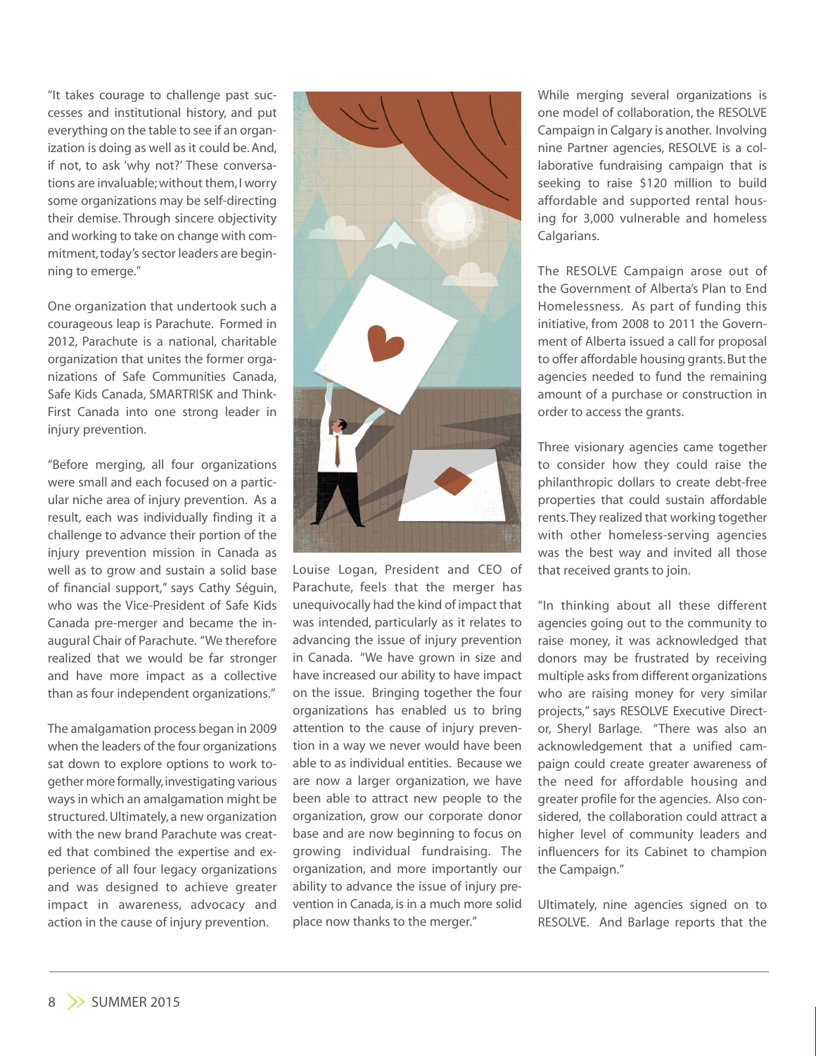"It takes courage to challenge past successes and institutional history, and put everything on the table to see if an organization is doing as well as it could be. And, if not, to ask 'why not?' These conversations are invaluable; without them, I worry some organizations may be self-directing their demise. Through sincere objectivity and working to take on change with commitment, today's sector leaders are beginning to emerge."

One organization that undertook such a courageous leap is Parachute. Formed in 2012, Parachute is a national, charitable organization that unites the former organizations of Safe Communities Canada, Safe Kids Canada, SMARTRISK and Think-First Canada into one strong leader in injury prevention.

"Before merging, all four organizations were small and each focused on a particular niche area of injury prevention. As a result, each was individually finding it a challenge to advance their portion of the injury prevention mission in Canada as well as to grow and sustain a solid base of financial support," says Cathy Séguin, who was the Vice-President of Safe Kids Canada pre-merger and became the inaugural Chair of Parachute. "We therefore realized that we would be far stronger and have more impact as a collective than as four independent organizations."

The amalgamation process began in 2009 when the leaders of the four organizations sat down to explore options to work together more formally, investigating various ways in which an amalgamation might be structured. Ultimately, a new organization with the new brand Parachute was created that combined the expertise and experience of all four legacy organizations and was designed to achieve greater impact in awareness, advocacy and action in the cause of injury prevention.

Louise Logan, President and CEO of Parachute, feels that the merger has unequivocally had the kind of impact that was intended, particularly as it relates to advancing the issue of injury prevention in Canada. "We have grown in size and have increased our ability to have impact on the issue. Bringing together the four organizations has enabled us to bring attention to the cause of injury prevention in a way we never would have been able to as individual entities. Because we are now a larger organization, we have been able to attract new people to the organization, grow our corporate donor base and are now beginning to focus on growing individual fundraising. The organization, and more importantly our ability to advance the issue of injury prevention in Canada, is in a much more solid place now thanks to the merger."

While merging several organizations is one model of collaboration, the RESOLVE Campaign in Calgary is another. Involving nine Partner agencies, RESOLVE is a collaborative fundraising campaign that is seeking to raise $120 million to build affordable and supported rental housing for 3,000 vulnerable and homeless Calgarians.

The RESOLVE Campaign arose out of the Government of Alberta's Plan to End Homelessness. As part of funding this initiative, from 2008 to 2011 the Government of Alberta issued a call for proposal to offer affordable housing grants. But the agencies needed to fund the remaining amount of a purchase or construction in order to access the grants.

Three visionary agencies came together to consider how they could raise the philanthropic dollars to create debt-free properties that could sustain affordable rents. They realized that working together with other homeless-serving agencies was the best way and invited all those that received grants to join.

"In thinking about all these different agencies going out to the community to raise money, it was acknowledged that donors may be frustrated by receiving multiple asks from different organizations who are raising money for very similar projects," says RESOLVE Executive Director, Sheryl Barlage. "There was also an acknowledgement that a unified campaign could create greater awareness of the need for affordable housing and greater profile for the agencies. Also considered, the collaboration could attract a higher level of community leaders and influencers for its Cabinet to champion the Campaign."

Ultimately, nine agencies signed on to RESOLVE. And Barlage reports that the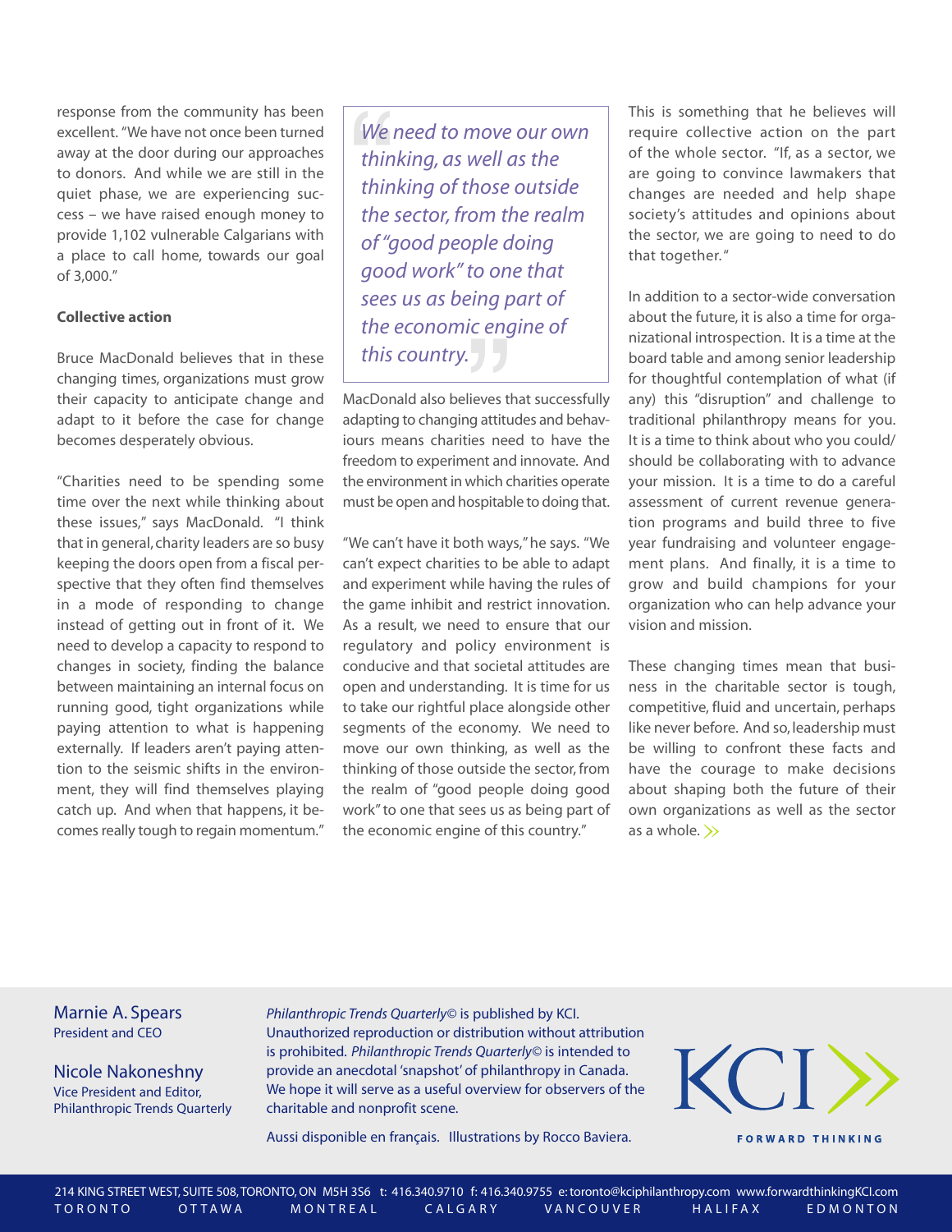response from the community has been excellent. "We have not once been turned away at the door during our approaches to donors. And while we are still in the quiet phase, we are experiencing success – we have raised enough money to provide 1,102 vulnerable Calgarians with a place to call home, towards our goal of 3,000."

**Collective action**

Bruce MacDonald believes that in these changing times, organizations must grow their capacity to anticipate change and adapt to it before the case for change becomes desperately obvious.

"Charities need to be spending some time over the next while thinking about these issues," says MacDonald. "I think that in general, charity leaders are so busy keeping the doors open from a fiscal perspective that they often find themselves in a mode of responding to change instead of getting out in front of it. We need to develop a capacity to respond to changes in society, finding the balance between maintaining an internal focus on running good, tight organizations while paying attention to what is happening externally. If leaders aren't paying attention to the seismic shifts in the environment, they will find themselves playing catch up. And when that happens, it becomes really tough to regain momentum."

> *We need to move our own thinking, as well as the thinking of those outside the sector, from the realm of "good people doing good work" to one that sees us as being part of the economic engine of this country.*

MacDonald also believes that successfully adapting to changing attitudes and behaviours means charities need to have the freedom to experiment and innovate. And the environment in which charities operate must be open and hospitable to doing that.

"We can't have it both ways," he says. "We can't expect charities to be able to adapt and experiment while having the rules of the game inhibit and restrict innovation. As a result, we need to ensure that our regulatory and policy environment is conducive and that societal attitudes are open and understanding. It is time for us to take our rightful place alongside other segments of the economy. We need to move our own thinking, as well as the thinking of those outside the sector, from the realm of "good people doing good work" to one that sees us as being part of the economic engine of this country."

This is something that he believes will require collective action on the part of the whole sector. "If, as a sector, we are going to convince lawmakers that changes are needed and help shape society's attitudes and opinions about the sector, we are going to need to do that together."

In addition to a sector-wide conversation about the future, it is also a time for organizational introspection. It is a time at the board table and among senior leadership for thoughtful contemplation of what (if any) this "disruption" and challenge to traditional philanthropy means for you. It is a time to think about who you could/should be collaborating with to advance your mission. It is a time to do a careful assessment of current revenue generation programs and build three to five year fundraising and volunteer engagement plans. And finally, it is a time to grow and build champions for your organization who can help advance your vision and mission.

These changing times mean that business in the charitable sector is tough, competitive, fluid and uncertain, perhaps like never before. And so, leadership must be willing to confront these facts and have the courage to make decisions about shaping both the future of their own organizations as well as the sector as a whole.

---

Marnie A. Spears
President and CEO

Nicole Nakoneshny
Vice President and Editor,
Philanthropic Trends Quarterly

*Philanthropic Trends Quarterly*© is published by KCI. Unauthorized reproduction or distribution without attribution is prohibited. *Philanthropic Trends Quarterly*© is intended to provide an anecdotal 'snapshot' of philanthropy in Canada. We hope it will serve as a useful overview for observers of the charitable and nonprofit scene.

Aussi disponible en français. Illustrations by Rocco Baviera.

KCI
FORWARD THINKING

214 KING STREET WEST, SUITE 508, TORONTO, ON M5H 3S6 t: 416.340.9710 f: 416.340.9755 e: toronto@kciphilanthropy.com www.forwardthinkingKCI.com

TORONTO OTTAWA MONTREAL CALGARY VANCOUVER HALIFAX EDMONTON